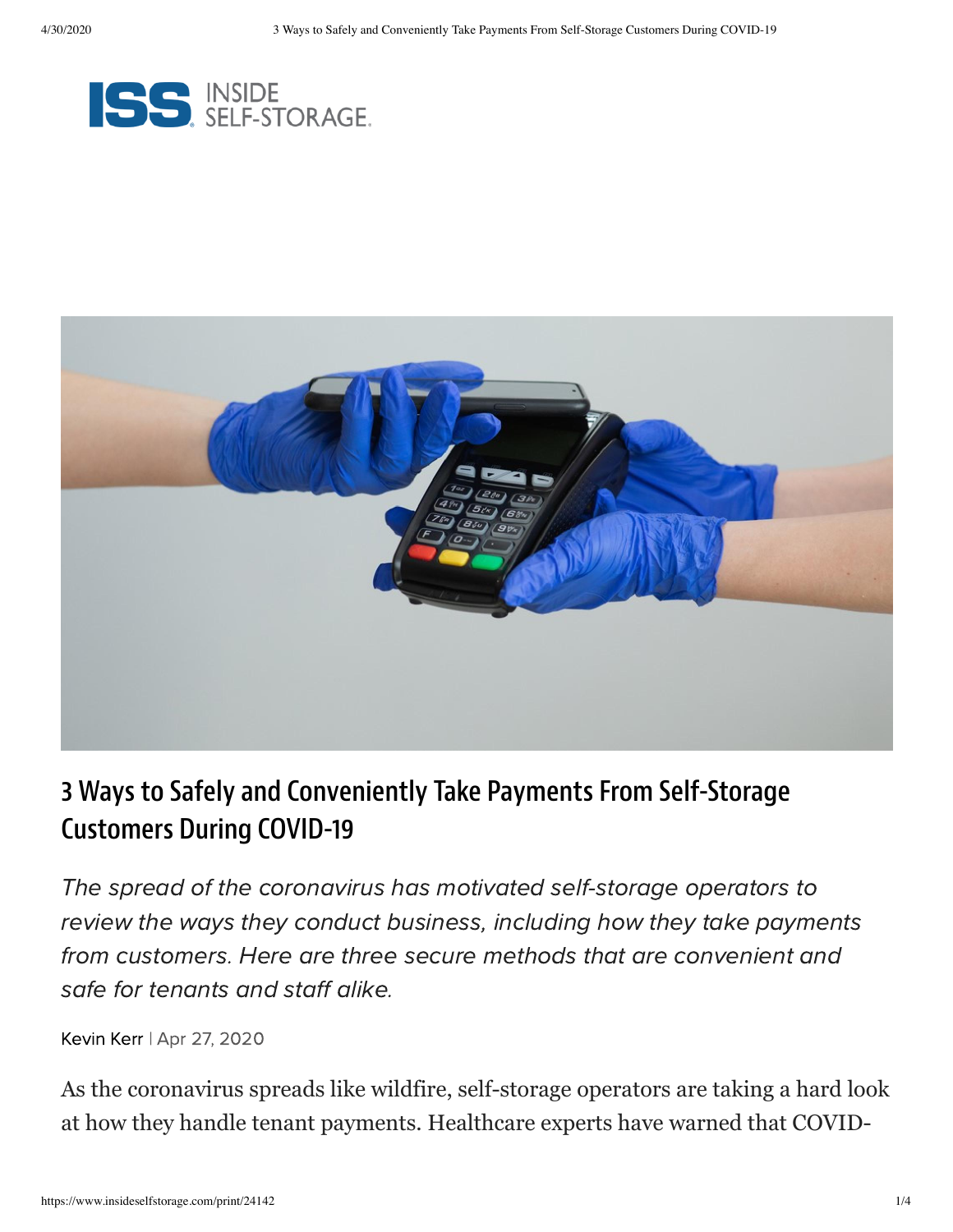# 3 Ways to Safely and Conveniently Take Payments From Self-Storage Customers During COVID-19

*The spread of the coronavirus has motivated self-storage operators to review the ways they conduct business, including how they take payments from customers. Here are three secure methods that are convenient and safe for tenants and staff alike.*

Kevin Kerr | Apr 27, 2020

As the coronavirus spreads like wildfire, self-storage operators are taking a hard look at how they handle tenant payments. Healthcare experts have warned that COVID-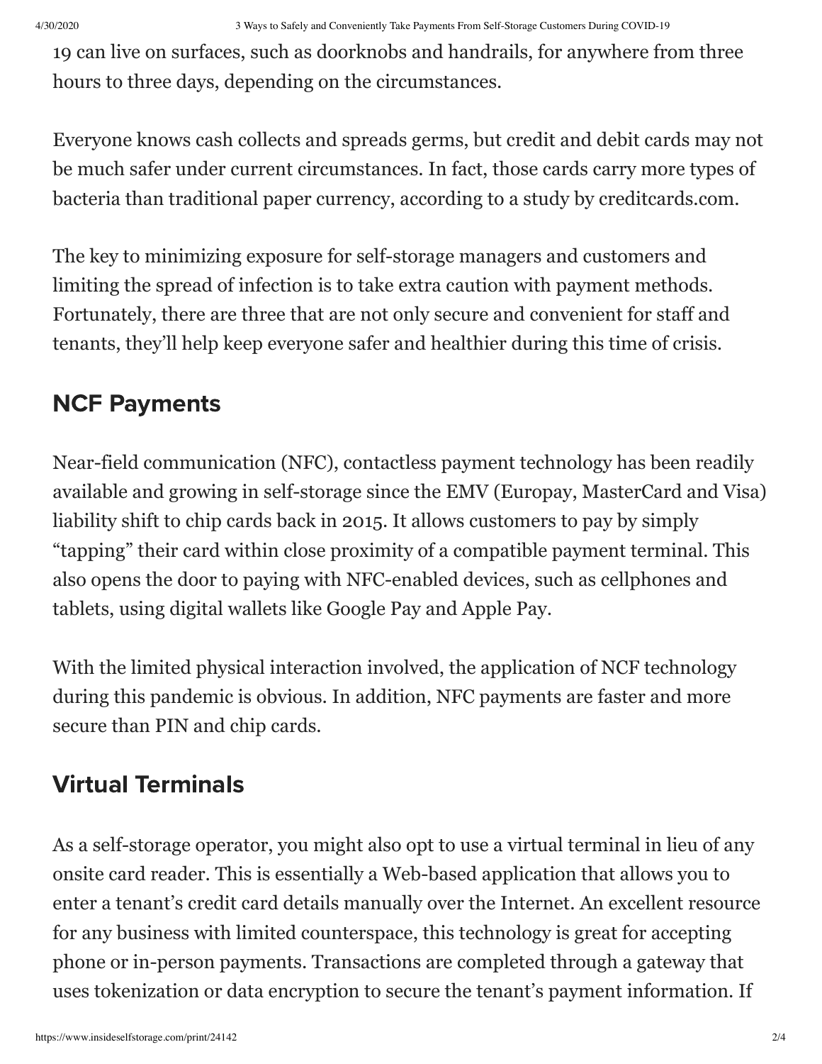19 can live on surfaces, such as doorknobs and handrails, for anywhere from three hours to three days, depending on the circumstances.

Everyone knows cash collects and spreads germs, but credit and debit cards may not be much safer under current circumstances. In fact, those cards carry more types of bacteria than traditional paper currency, according to a study by creditcards.com.

The key to minimizing exposure for self-storage managers and customers and limiting the spread of infection is to take extra caution with payment methods. Fortunately, there are three that are not only secure and convenient for staff and tenants, they'll help keep everyone safer and healthier during this time of crisis.

## NCF Payments

Near-field communication (NFC), contactless payment technology has been readily available and growing in self-storage since the EMV (Europay, MasterCard and Visa) liability shift to chip cards back in 2015. It allows customers to pay by simply "tapping" their card within close proximity of a compatible payment terminal. This also opens the door to paying with NFC-enabled devices, such as cellphones and tablets, using digital wallets like Google Pay and Apple Pay.

With the limited physical interaction involved, the application of NCF technology during this pandemic is obvious. In addition, NFC payments are faster and more secure than PIN and chip cards.

## Virtual Terminals

As a self-storage operator, you might also opt to use a virtual terminal in lieu of any onsite card reader. This is essentially a Web-based application that allows you to enter a tenant's credit card details manually over the Internet. An excellent resource for any business with limited counterspace, this technology is great for accepting phone or in-person payments. Transactions are completed through a gateway that uses tokenization or data encryption to secure the tenant's payment information. If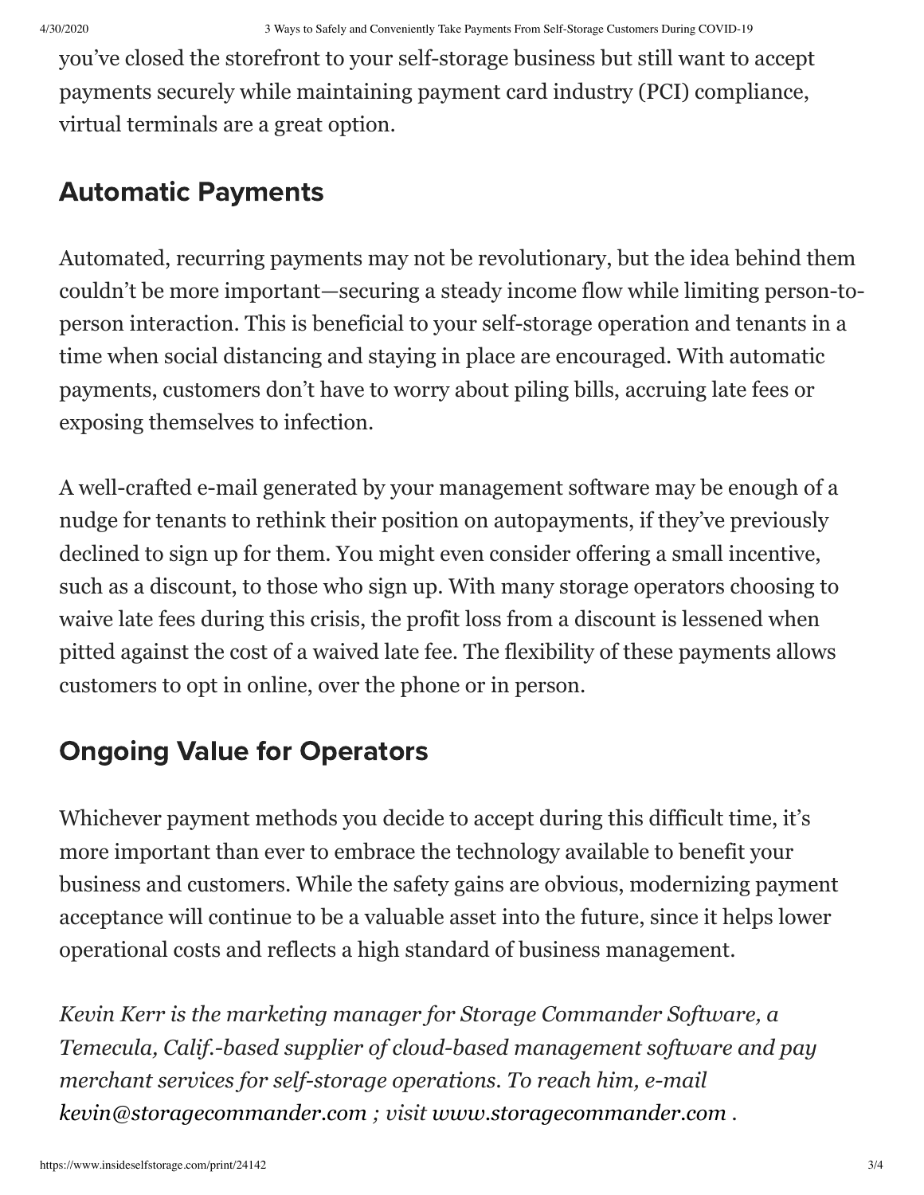you've closed the storefront to your self-storage business but still want to accept payments securely while maintaining payment card industry (PCI) compliance, virtual terminals are a great option.

## Automatic Payments

Automated, recurring payments may not be revolutionary, but the idea behind them couldn't be more important—securing a steady income flow while limiting person-to-person interaction. This is beneficial to your self-storage operation and tenants in a time when social distancing and staying in place are encouraged. With automatic payments, customers don't have to worry about piling bills, accruing late fees or exposing themselves to infection.

A well-crafted e-mail generated by your management software may be enough of a nudge for tenants to rethink their position on autopayments, if they've previously declined to sign up for them. You might even consider offering a small incentive, such as a discount, to those who sign up. With many storage operators choosing to waive late fees during this crisis, the profit loss from a discount is lessened when pitted against the cost of a waived late fee. The flexibility of these payments allows customers to opt in online, over the phone or in person.

## Ongoing Value for Operators

Whichever payment methods you decide to accept during this difficult time, it's more important than ever to embrace the technology available to benefit your business and customers. While the safety gains are obvious, modernizing payment acceptance will continue to be a valuable asset into the future, since it helps lower operational costs and reflects a high standard of business management.

*Kevin Kerr is the marketing manager for Storage Commander Software, a Temecula, Calif.-based supplier of cloud-based management software and pay merchant services for self-storage operations. To reach him, e-mail kevin@storagecommander.com ; visit www.storagecommander.com .*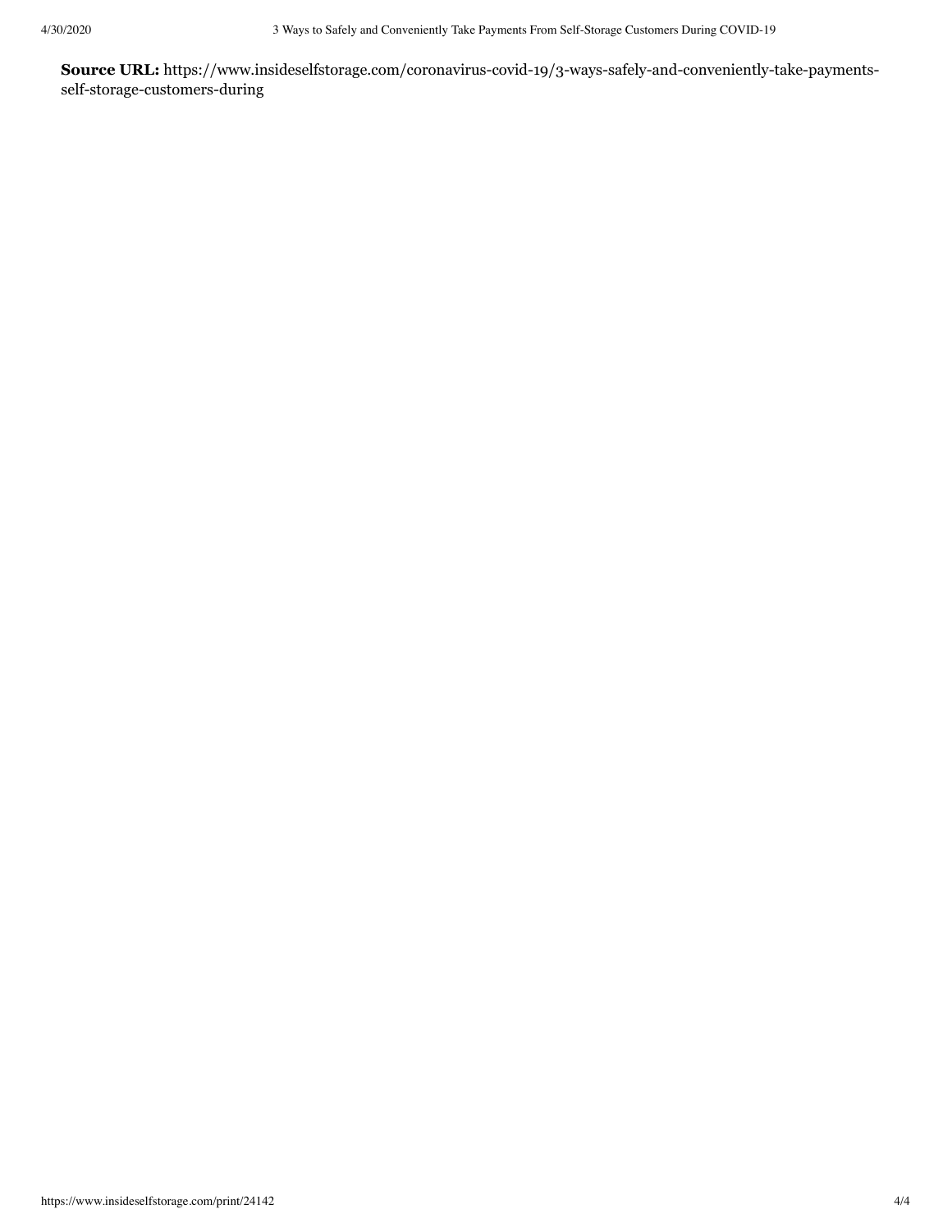**Source URL:** https://www.insideselfstorage.com/coronavirus-covid-19/3-ways-safely-and-conveniently-take-payments-self-storage-customers-during